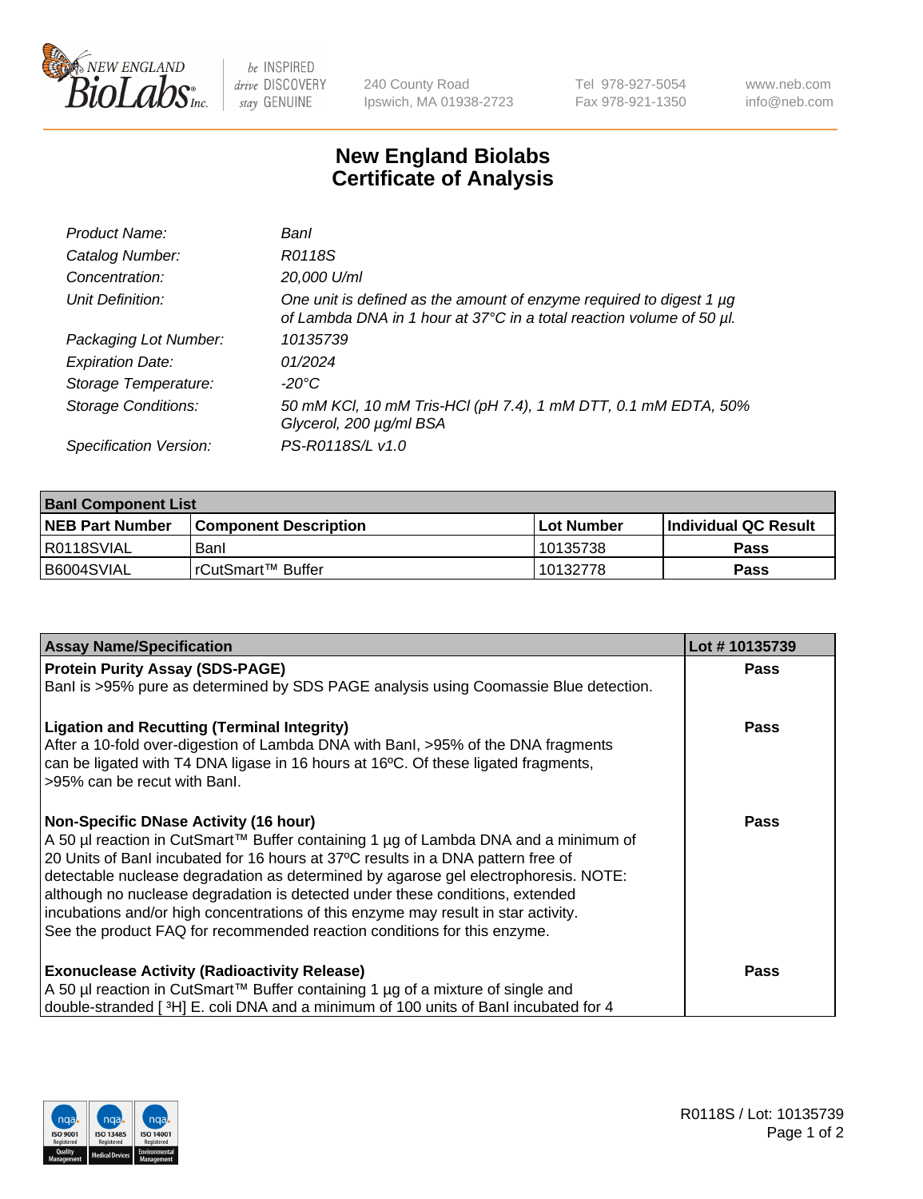# New England Biolabs
## Certificate of Analysis

| | |
|---|---|
| *Product Name:* | *BanI* |
| *Catalog Number:* | *R0118S* |
| *Concentration:* | *20,000 U/ml* |
| *Unit Definition:* | *One unit is defined as the amount of enzyme required to digest 1 µg of Lambda DNA in 1 hour at 37°C in a total reaction volume of 50 µl.* |
| *Packaging Lot Number:* | *10135739* |
| *Expiration Date:* | *01/2024* |
| *Storage Temperature:* | *-20°C* |
| *Storage Conditions:* | *50 mM KCl, 10 mM Tris-HCl (pH 7.4), 1 mM DTT, 0.1 mM EDTA, 50% Glycerol, 200 µg/ml BSA* |
| *Specification Version:* | *PS-R0118S/L v1.0* |

| BanI Component List | | | |
|---|---|---|---|
| **NEB Part Number** | **Component Description** | **Lot Number** | **Individual QC Result** |
| R0118SVIAL | BanI | 10135738 | **Pass** |
| B6004SVIAL | rCutSmart™ Buffer | 10132778 | **Pass** |

| Assay Name/Specification | Lot # 10135739 |
|---|---|
| **Protein Purity Assay (SDS-PAGE)**<br>BanI is >95% pure as determined by SDS PAGE analysis using Coomassie Blue detection. | **Pass** |
| **Ligation and Recutting (Terminal Integrity)**<br>After a 10-fold over-digestion of Lambda DNA with BanI, >95% of the DNA fragments can be ligated with T4 DNA ligase in 16 hours at 16ºC. Of these ligated fragments, >95% can be recut with BanI. | **Pass** |
| **Non-Specific DNase Activity (16 hour)**<br>A 50 µl reaction in CutSmart™ Buffer containing 1 µg of Lambda DNA and a minimum of 20 Units of BanI incubated for 16 hours at 37ºC results in a DNA pattern free of detectable nuclease degradation as determined by agarose gel electrophoresis. NOTE: although no nuclease degradation is detected under these conditions, extended incubations and/or high concentrations of this enzyme may result in star activity. See the product FAQ for recommended reaction conditions for this enzyme. | **Pass** |
| **Exonuclease Activity (Radioactivity Release)**<br>A 50 µl reaction in CutSmart™ Buffer containing 1 µg of a mixture of single and double-stranded [ $^{3}$H] E. coli DNA and a minimum of 100 units of BanI incubated for 4 | **Pass** |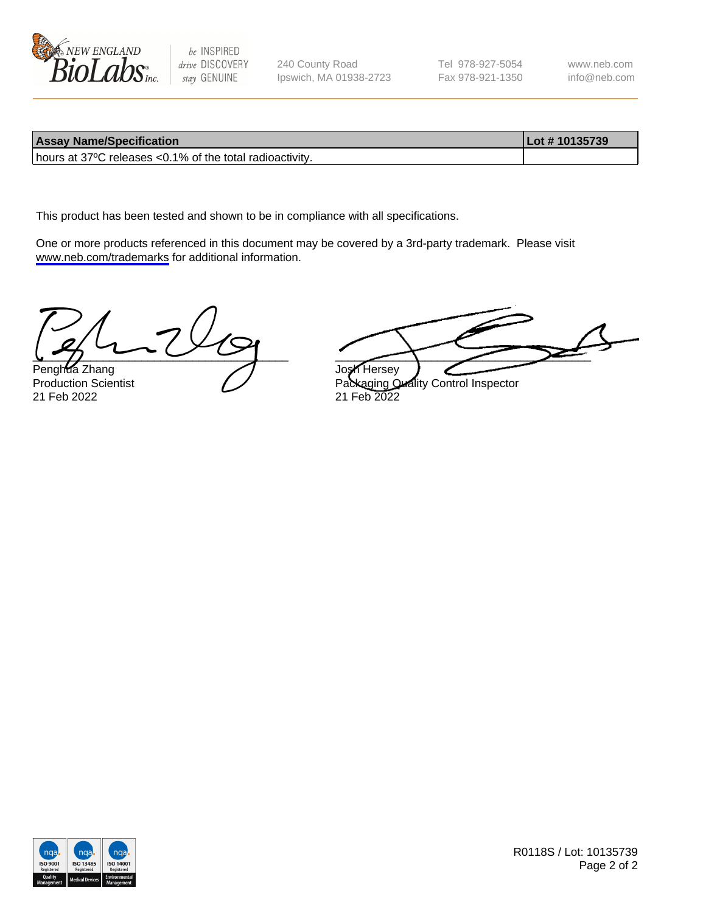| Assay Name/Specification | Lot # 10135739 |
|---|---|
| hours at 37ºC releases <0.1% of the total radioactivity. | |

This product has been tested and shown to be in compliance with all specifications.

One or more products referenced in this document may be covered by a 3rd-party trademark. Please visit www.neb.com/trademarks for additional information.

Penghua Zhang
Production Scientist
21 Feb 2022

Josh Hersey
Packaging Quality Control Inspector
21 Feb 2022

R0118S / Lot: 10135739